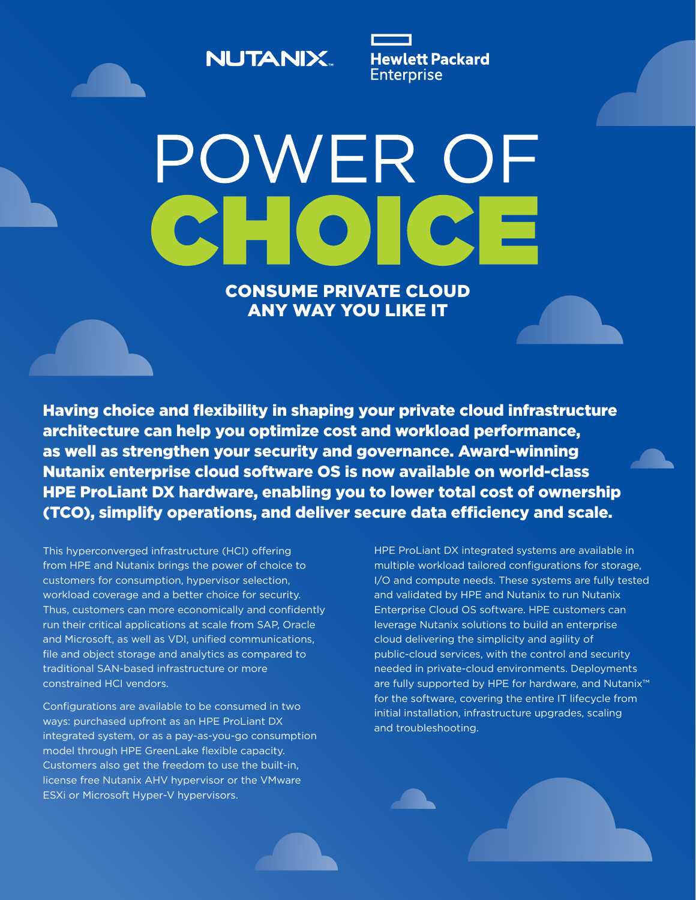NUTANIX

Hewlett Packard Enterprise

# POWER OF CHOICE

## CONSUME PRIVATE CLOUD ANY WAY YOU LIKE IT

**Having choice and flexibility in shaping your private cloud infrastructure architecture can help you optimize cost and workload performance, as well as strengthen your security and governance. Award-winning Nutanix enterprise cloud software OS is now available on world-class HPE ProLiant DX hardware, enabling you to lower total cost of ownership (TCO), simplify operations, and deliver secure data efficiency and scale.**

This hyperconverged infrastructure (HCI) offering from HPE and Nutanix brings the power of choice to customers for consumption, hypervisor selection, workload coverage and a better choice for security. Thus, customers can more economically and confidently run their critical applications at scale from SAP, Oracle and Microsoft, as well as VDI, unified communications, file and object storage and analytics as compared to traditional SAN-based infrastructure or more constrained HCI vendors.

Configurations are available to be consumed in two ways: purchased upfront as an HPE ProLiant DX integrated system, or as a pay-as-you-go consumption model through HPE GreenLake flexible capacity. Customers also get the freedom to use the built-in, license free Nutanix AHV hypervisor or the VMware ESXi or Microsoft Hyper-V hypervisors.

HPE ProLiant DX integrated systems are available in multiple workload tailored configurations for storage, I/O and compute needs. These systems are fully tested and validated by HPE and Nutanix to run Nutanix Enterprise Cloud OS software. HPE customers can leverage Nutanix solutions to build an enterprise cloud delivering the simplicity and agility of public-cloud services, with the control and security needed in private-cloud environments. Deployments are fully supported by HPE for hardware, and Nutanix™ for the software, covering the entire IT lifecycle from initial installation, infrastructure upgrades, scaling and troubleshooting.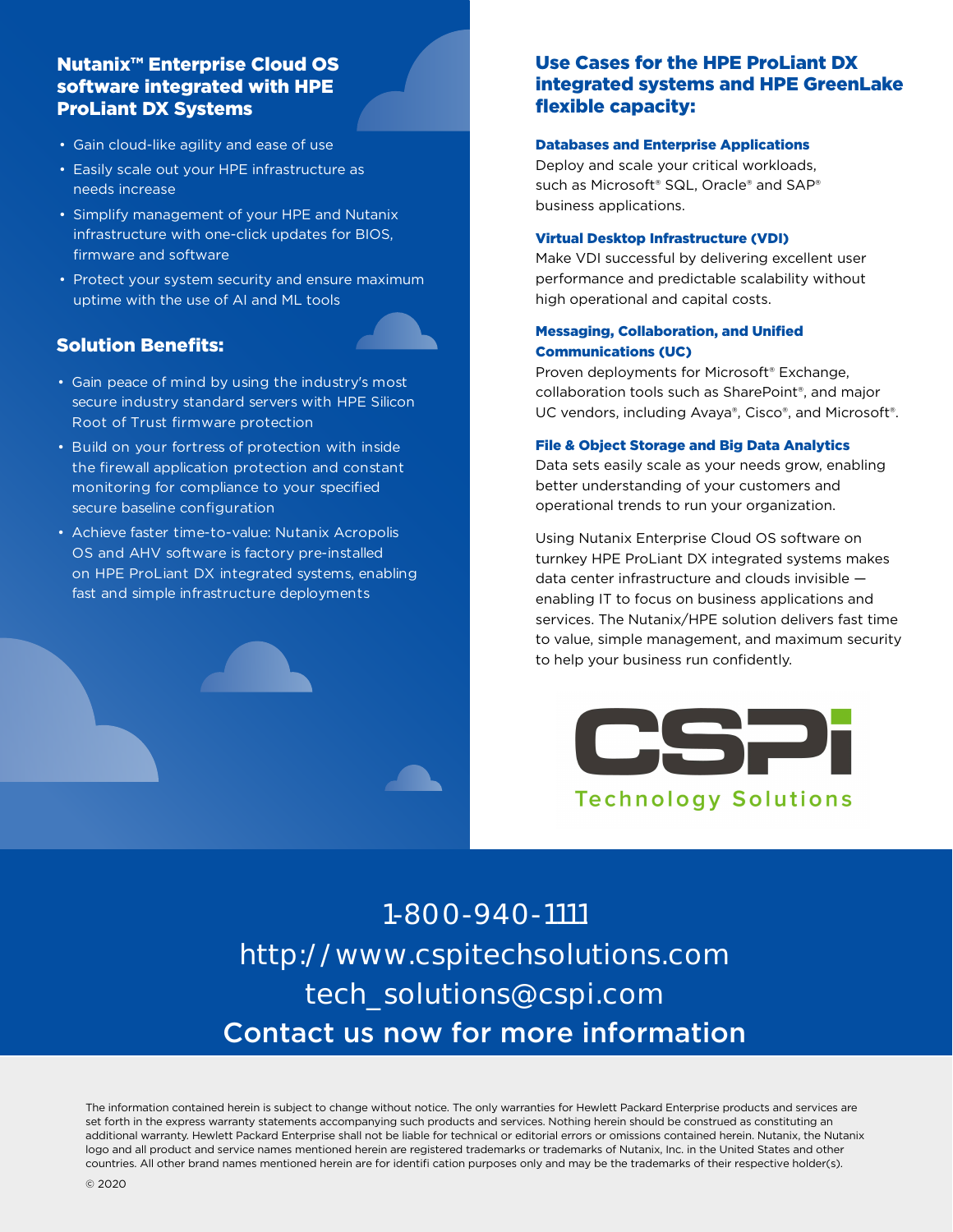## Nutanix™ Enterprise Cloud OS software integrated with HPE ProLiant DX Systems

- Gain cloud-like agility and ease of use
- Easily scale out your HPE infrastructure as needs increase
- Simplify management of your HPE and Nutanix infrastructure with one-click updates for BIOS, firmware and software
- Protect your system security and ensure maximum uptime with the use of AI and ML tools

## Solution Benefits:

- Gain peace of mind by using the industry's most secure industry standard servers with HPE Silicon Root of Trust firmware protection
- Build on your fortress of protection with inside the firewall application protection and constant monitoring for compliance to your specified secure baseline configuration
- Achieve faster time-to-value: Nutanix Acropolis OS and AHV software is factory pre-installed on HPE ProLiant DX integrated systems, enabling fast and simple infrastructure deployments

## Use Cases for the HPE ProLiant DX integrated systems and HPE GreenLake flexible capacity:

### Databases and Enterprise Applications

Deploy and scale your critical workloads, such as Microsoft® SQL, Oracle® and SAP® business applications.

### Virtual Desktop Infrastructure (VDI)

Make VDI successful by delivering excellent user performance and predictable scalability without high operational and capital costs.

### Messaging, Collaboration, and Unified Communications (UC)

Proven deployments for Microsoft® Exchange, collaboration tools such as SharePoint®, and major UC vendors, including Avaya®, Cisco®, and Microsoft®.

### File & Object Storage and Big Data Analytics

Data sets easily scale as your needs grow, enabling better understanding of your customers and operational trends to run your organization.

Using Nutanix Enterprise Cloud OS software on turnkey HPE ProLiant DX integrated systems makes data center infrastructure and clouds invisible — enabling IT to focus on business applications and services. The Nutanix/HPE solution delivers fast time to value, simple management, and maximum security to help your business run confidently.

CSPi
Technology Solutions

1-800-940-1111
http://www.cspitechsolutions.com
tech_solutions@cspi.com
**Contact us now for more information**

The information contained herein is subject to change without notice. The only warranties for Hewlett Packard Enterprise products and services are set forth in the express warranty statements accompanying such products and services. Nothing herein should be construed as constituting an additional warranty. Hewlett Packard Enterprise shall not be liable for technical or editorial errors or omissions contained herein. Nutanix, the Nutanix logo and all product and service names mentioned herein are registered trademarks or trademarks of Nutanix, Inc. in the United States and other countries. All other brand names mentioned herein are for identifi cation purposes only and may be the trademarks of their respective holder(s).

© 2020